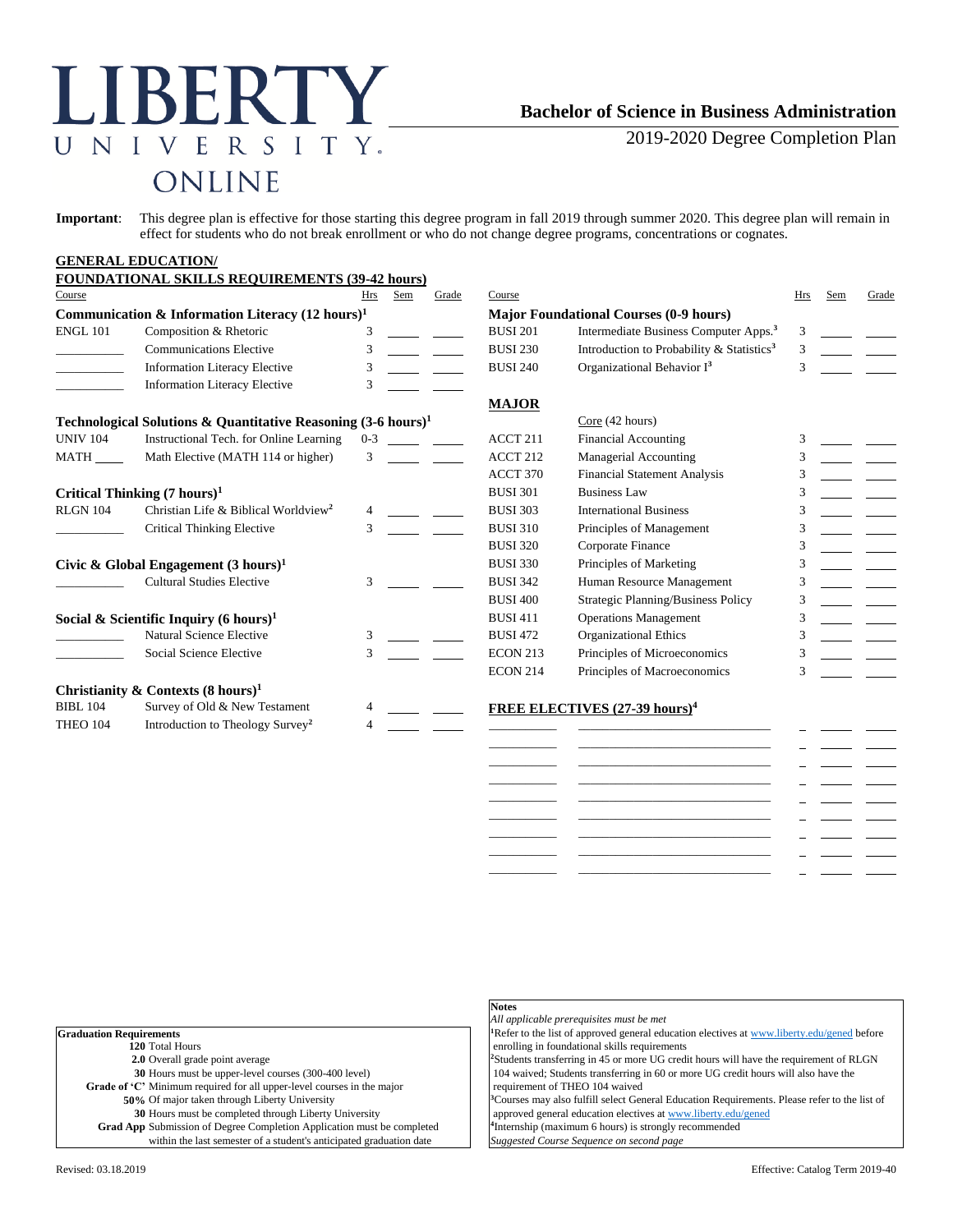# LIBERTY UNIVERSITY ONLINE

## Bachelor of Science in Business Administration

2019-2020 Degree Completion Plan

**Important**: This degree plan is effective for those starting this degree program in fall 2019 through summer 2020. This degree plan will remain in effect for students who do not break enrollment or who do not change degree programs, concentrations or cognates.

### GENERAL EDUCATION/ FOUNDATIONAL SKILLS REQUIREMENTS (39-42 hours)

| Course | | Hrs | Sem | Grade |
|---|---|---|---|---|
| **Communication & Information Literacy (12 hours)[1]** | | | | |
| ENGL 101 | Composition & Rhetoric | 3 | | |
| ______ | Communications Elective | 3 | | |
| ______ | Information Literacy Elective | 3 | | |
| ______ | Information Literacy Elective | 3 | | |
| **Technological Solutions & Quantitative Reasoning (3-6 hours)[1]** | | | | |
| UNIV 104 | Instructional Tech. for Online Learning | 0-3 | | |
| MATH ____ | Math Elective (MATH 114 or higher) | 3 | | |
| **Critical Thinking (7 hours)[1]** | | | | |
| RLGN 104 | Christian Life & Biblical Worldview[2] | 4 | | |
| ______ | Critical Thinking Elective | 3 | | |
| **Civic & Global Engagement (3 hours)[1]** | | | | |
| ______ | Cultural Studies Elective | 3 | | |
| **Social & Scientific Inquiry (6 hours)[1]** | | | | |
| ______ | Natural Science Elective | 3 | | |
| ______ | Social Science Elective | 3 | | |
| **Christianity & Contexts (8 hours)[1]** | | | | |
| BIBL 104 | Survey of Old & New Testament | 4 | | |
| THEO 104 | Introduction to Theology Survey[2] | 4 | | |

| Course | | Hrs | Sem | Grade |
|---|---|---|---|---|
| **Major Foundational Courses (0-9 hours)** | | | | |
| BUSI 201 | Intermediate Business Computer Apps.[3] | 3 | | |
| BUSI 230 | Introduction to Probability & Statistics[3] | 3 | | |
| BUSI 240 | Organizational Behavior I[3] | 3 | | |

### MAJOR

| Course | Core (42 hours) | Hrs | Sem | Grade |
|---|---|---|---|---|
| ACCT 211 | Financial Accounting | 3 | | |
| ACCT 212 | Managerial Accounting | 3 | | |
| ACCT 370 | Financial Statement Analysis | 3 | | |
| BUSI 301 | Business Law | 3 | | |
| BUSI 303 | International Business | 3 | | |
| BUSI 310 | Principles of Management | 3 | | |
| BUSI 320 | Corporate Finance | 3 | | |
| BUSI 330 | Principles of Marketing | 3 | | |
| BUSI 342 | Human Resource Management | 3 | | |
| BUSI 400 | Strategic Planning/Business Policy | 3 | | |
| BUSI 411 | Operations Management | 3 | | |
| BUSI 472 | Organizational Ethics | 3 | | |
| ECON 213 | Principles of Microeconomics | 3 | | |
| ECON 214 | Principles of Macroeconomics | 3 | | |

### FREE ELECTIVES (27-39 hours)[4]

| Course | | Hrs | Sem | Grade |
|---|---|---|---|---|
| | | | | |
| | | | | |
| | | | | |
| | | | | |
| | | | | |
| | | | | |
| | | | | |
| | | | | |

**Graduation Requirements**

- **120** Total Hours
- **2.0** Overall grade point average
- **30** Hours must be upper-level courses (300-400 level)
- **Grade of 'C'** Minimum required for all upper-level courses in the major
- **50%** Of major taken through Liberty University
- **30** Hours must be completed through Liberty University
- **Grad App** Submission of Degree Completion Application must be completed within the last semester of a student's anticipated graduation date

**Notes**

*All applicable prerequisites must be met*

[1]Refer to the list of approved general education electives at www.liberty.edu/gened before enrolling in foundational skills requirements

[2]Students transferring in 45 or more UG credit hours will have the requirement of RLGN 104 waived; Students transferring in 60 or more UG credit hours will also have the requirement of THEO 104 waived

[3]Courses may also fulfill select General Education Requirements. Please refer to the list of approved general education electives at www.liberty.edu/gened

[4]Internship (maximum 6 hours) is strongly recommended

*Suggested Course Sequence on second page*

Revised: 03.18.2019

Effective: Catalog Term 2019-40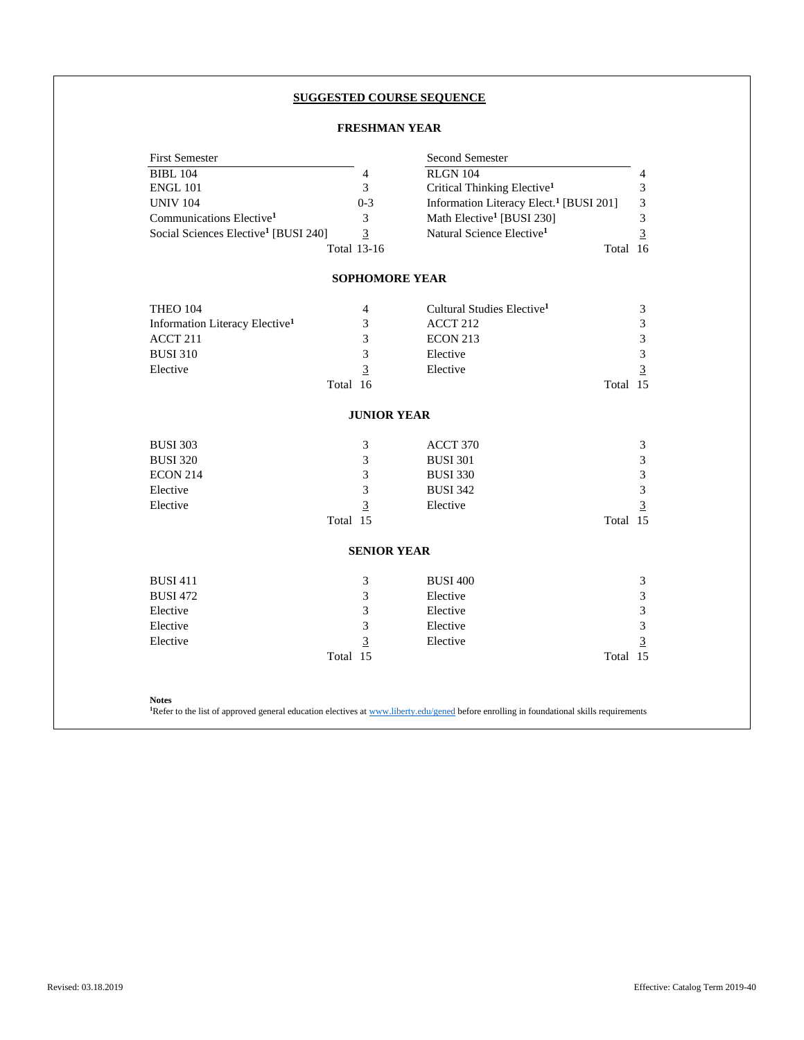## SUGGESTED COURSE SEQUENCE

### FRESHMAN YEAR

| First Semester | | Second Semester | |
|---|---|---|---|
| BIBL 104 | 4 | RLGN 104 | 4 |
| ENGL 101 | 3 | Critical Thinking Elective[1] | 3 |
| UNIV 104 | 0-3 | Information Literacy Elect.[1] [BUSI 201] | 3 |
| Communications Elective[1] | 3 | Math Elective[1] [BUSI 230] | 3 |
| Social Sciences Elective[1] [BUSI 240] | 3 | Natural Science Elective[1] | 3 |
| | Total 13-16 | | Total 16 |

### SOPHOMORE YEAR

| | | | |
|---|---|---|---|
| THEO 104 | 4 | Cultural Studies Elective[1] | 3 |
| Information Literacy Elective[1] | 3 | ACCT 212 | 3 |
| ACCT 211 | 3 | ECON 213 | 3 |
| BUSI 310 | 3 | Elective | 3 |
| Elective | 3 | Elective | 3 |
| | Total 16 | | Total 15 |

### JUNIOR YEAR

| | | | |
|---|---|---|---|
| BUSI 303 | 3 | ACCT 370 | 3 |
| BUSI 320 | 3 | BUSI 301 | 3 |
| ECON 214 | 3 | BUSI 330 | 3 |
| Elective | 3 | BUSI 342 | 3 |
| Elective | 3 | Elective | 3 |
| | Total 15 | | Total 15 |

### SENIOR YEAR

| | | | |
|---|---|---|---|
| BUSI 411 | 3 | BUSI 400 | 3 |
| BUSI 472 | 3 | Elective | 3 |
| Elective | 3 | Elective | 3 |
| Elective | 3 | Elective | 3 |
| Elective | 3 | Elective | 3 |
| | Total 15 | | Total 15 |

**Notes**

[1]Refer to the list of approved general education electives at www.liberty.edu/gened before enrolling in foundational skills requirements

Revised: 03.18.2019

Effective: Catalog Term 2019-40